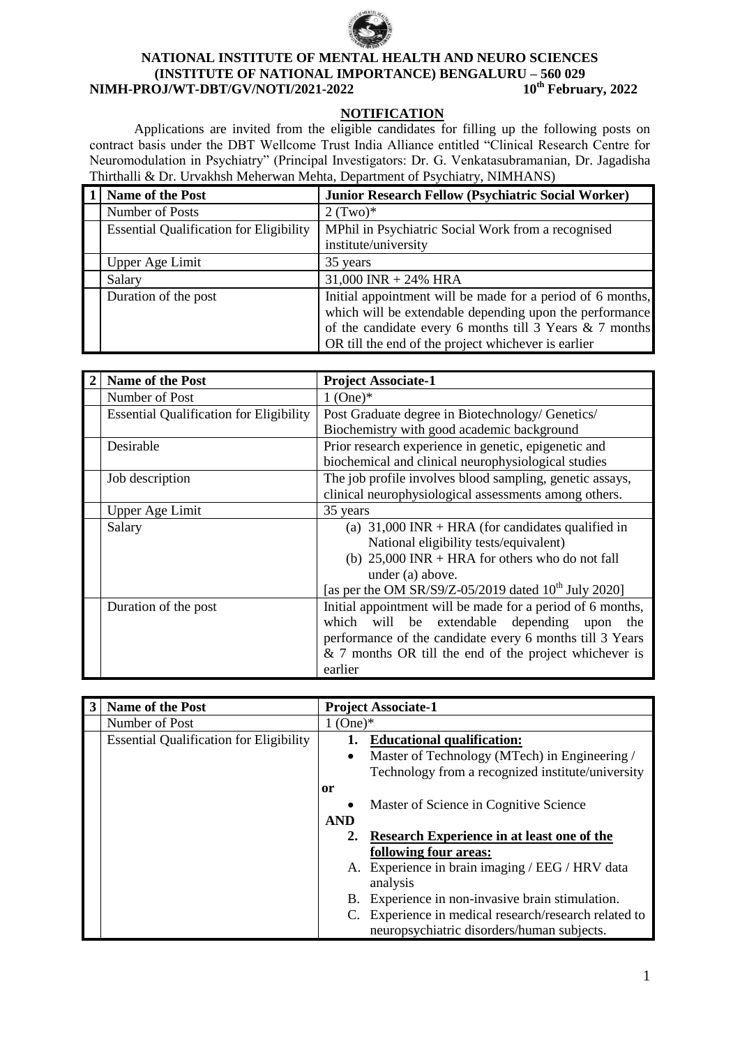**NATIONAL INSTITUTE OF MENTAL HEALTH AND NEURO SCIENCES**
**(INSTITUTE OF NATIONAL IMPORTANCE) BENGALURU – 560 029**
**NIMH-PROJ/WT-DBT/GV/NOTI/2021-2022** **10th February, 2022**

## NOTIFICATION

Applications are invited from the eligible candidates for filling up the following posts on contract basis under the DBT Wellcome Trust India Alliance entitled "Clinical Research Centre for Neuromodulation in Psychiatry" (Principal Investigators: Dr. G. Venkatasubramanian, Dr. Jagadisha Thirthalli & Dr. Urvakhsh Meherwan Mehta, Department of Psychiatry, NIMHANS)

| 1 | Name of the Post | Junior Research Fellow (Psychiatric Social Worker) |
|---|---|---|
| | Number of Posts | 2 (Two)* |
| | Essential Qualification for Eligibility | MPhil in Psychiatric Social Work from a recognised institute/university |
| | Upper Age Limit | 35 years |
| | Salary | 31,000 INR + 24% HRA |
| | Duration of the post | Initial appointment will be made for a period of 6 months, which will be extendable depending upon the performance of the candidate every 6 months till 3 Years & 7 months OR till the end of the project whichever is earlier |

| 2 | Name of the Post | Project Associate-1 |
|---|---|---|
| | Number of Post | 1 (One)* |
| | Essential Qualification for Eligibility | Post Graduate degree in Biotechnology/ Genetics/ Biochemistry with good academic background |
| | Desirable | Prior research experience in genetic, epigenetic and biochemical and clinical neurophysiological studies |
| | Job description | The job profile involves blood sampling, genetic assays, clinical neurophysiological assessments among others. |
| | Upper Age Limit | 35 years |
| | Salary | (a) 31,000 INR + HRA (for candidates qualified in National eligibility tests/equivalent)<br>(b) 25,000 INR + HRA for others who do not fall under (a) above.<br>[as per the OM SR/S9/Z-05/2019 dated 10th July 2020] |
| | Duration of the post | Initial appointment will be made for a period of 6 months, which will be extendable depending upon the performance of the candidate every 6 months till 3 Years & 7 months OR till the end of the project whichever is earlier |

| 3 | Name of the Post | Project Associate-1 |
|---|---|---|
| | Number of Post | 1 (One)* |
| | Essential Qualification for Eligibility | 1. **Educational qualification:**<br>• Master of Technology (MTech) in Engineering / Technology from a recognized institute/university<br>**or**<br>• Master of Science in Cognitive Science<br>**AND**<br>2. **Research Experience in at least one of the following four areas:**<br>A. Experience in brain imaging / EEG / HRV data analysis<br>B. Experience in non-invasive brain stimulation.<br>C. Experience in medical research/research related to neuropsychiatric disorders/human subjects. |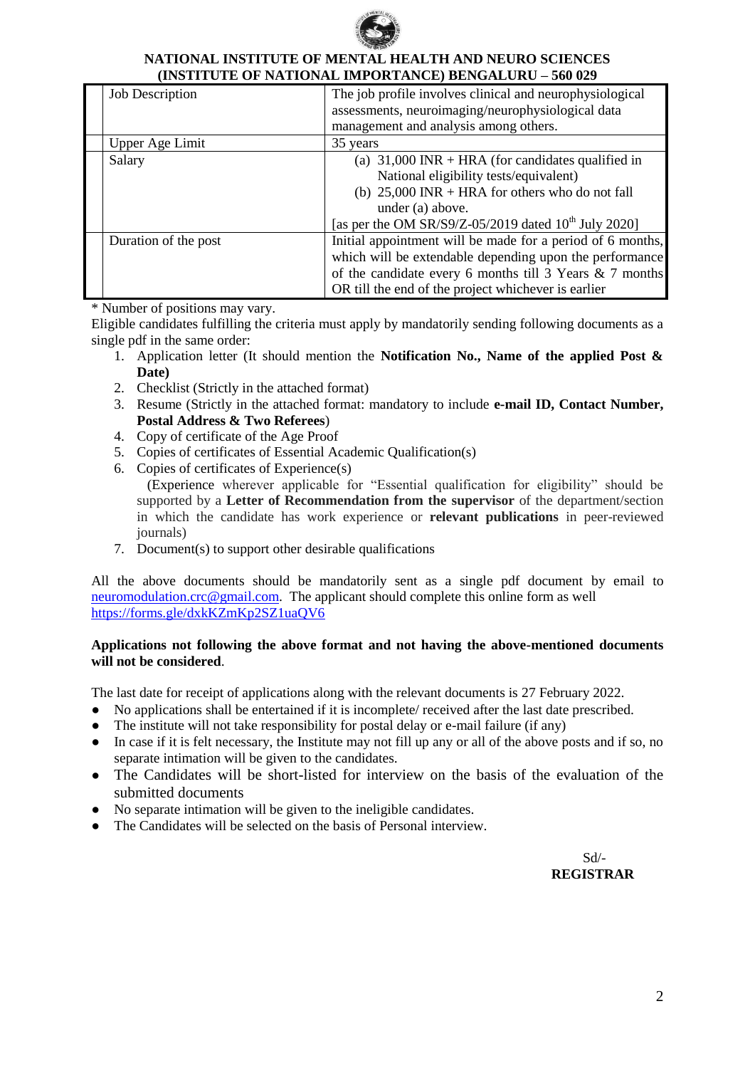**NATIONAL INSTITUTE OF MENTAL HEALTH AND NEURO SCIENCES (INSTITUTE OF NATIONAL IMPORTANCE) BENGALURU – 560 029**

| | | |
|---|---|---|
| | Job Description | The job profile involves clinical and neurophysiological assessments, neuroimaging/neurophysiological data management and analysis among others. |
| | Upper Age Limit | 35 years |
| | Salary | (a) 31,000 INR + HRA (for candidates qualified in National eligibility tests/equivalent) (b) 25,000 INR + HRA for others who do not fall under (a) above. [as per the OM SR/S9/Z-05/2019 dated 10th July 2020] |
| | Duration of the post | Initial appointment will be made for a period of 6 months, which will be extendable depending upon the performance of the candidate every 6 months till 3 Years & 7 months OR till the end of the project whichever is earlier |

\* Number of positions may vary.

Eligible candidates fulfilling the criteria must apply by mandatorily sending following documents as a single pdf in the same order:

1. Application letter (It should mention the **Notification No., Name of the applied Post & Date)**
2. Checklist (Strictly in the attached format)
3. Resume (Strictly in the attached format: mandatory to include **e-mail ID, Contact Number, Postal Address & Two Referees**)
4. Copy of certificate of the Age Proof
5. Copies of certificates of Essential Academic Qualification(s)
6. Copies of certificates of Experience(s)
   (Experience wherever applicable for "Essential qualification for eligibility" should be supported by a **Letter of Recommendation from the supervisor** of the department/section in which the candidate has work experience or **relevant publications** in peer-reviewed journals)
7. Document(s) to support other desirable qualifications

All the above documents should be mandatorily sent as a single pdf document by email to neuromodulation.crc@gmail.com. The applicant should complete this online form as well https://forms.gle/dxkKZmKp2SZ1uaQV6

**Applications not following the above format and not having the above-mentioned documents will not be considered**.

The last date for receipt of applications along with the relevant documents is 27 February 2022.

- No applications shall be entertained if it is incomplete/ received after the last date prescribed.
- The institute will not take responsibility for postal delay or e-mail failure (if any)
- In case if it is felt necessary, the Institute may not fill up any or all of the above posts and if so, no separate intimation will be given to the candidates.
- The Candidates will be short-listed for interview on the basis of the evaluation of the submitted documents
- No separate intimation will be given to the ineligible candidates.
- The Candidates will be selected on the basis of Personal interview.

Sd/-
**REGISTRAR**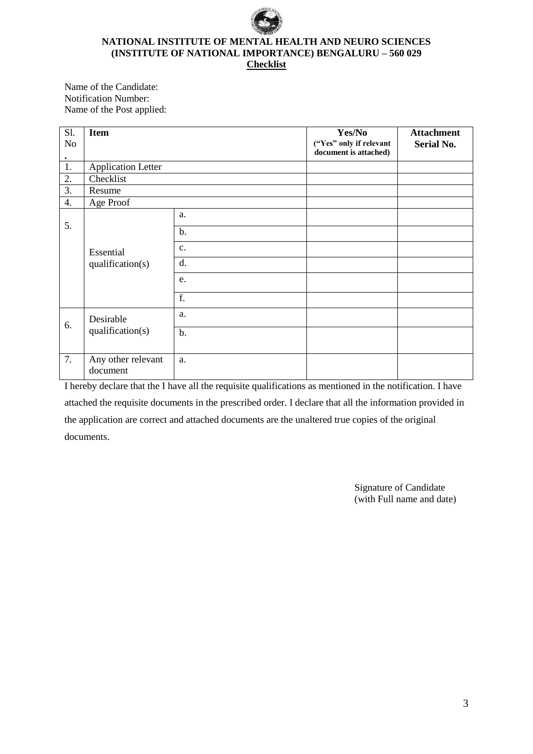**NATIONAL INSTITUTE OF MENTAL HEALTH AND NEURO SCIENCES**
**(INSTITUTE OF NATIONAL IMPORTANCE) BENGALURU – 560 029**

**Checklist**

Name of the Candidate:
Notification Number:
Name of the Post applied:

| Sl. No. | Item | | Yes/No ("Yes" only if relevant document is attached) | Attachment Serial No. |
|---|---|---|---|---|
| 1. | Application Letter | | | |
| 2. | Checklist | | | |
| 3. | Resume | | | |
| 4. | Age Proof | | | |
| 5. | Essential qualification(s) | a. | | |
| | | b. | | |
| | | c. | | |
| | | d. | | |
| | | e. | | |
| | | f. | | |
| 6. | Desirable qualification(s) | a. | | |
| | | b. | | |
| 7. | Any other relevant document | a. | | |

I hereby declare that the I have all the requisite qualifications as mentioned in the notification. I have attached the requisite documents in the prescribed order. I declare that all the information provided in the application are correct and attached documents are the unaltered true copies of the original documents.

Signature of Candidate
(with Full name and date)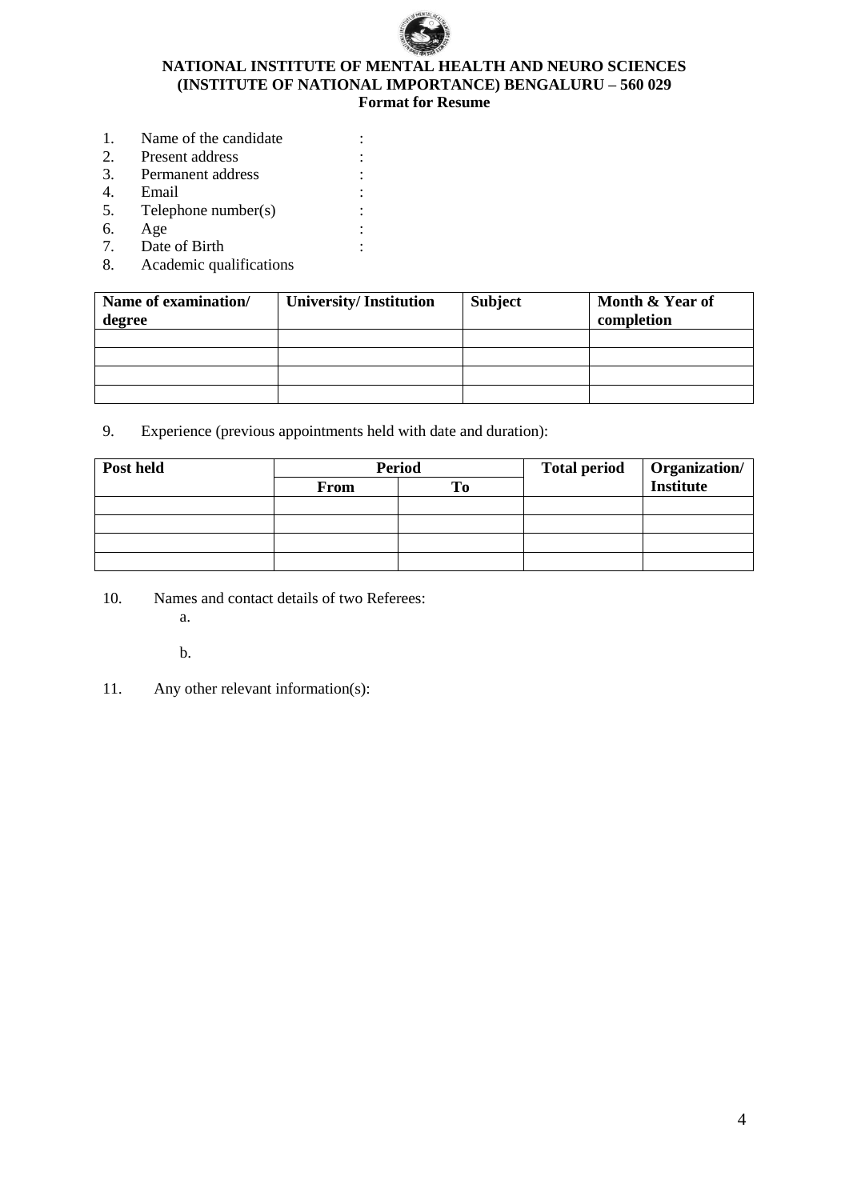**NATIONAL INSTITUTE OF MENTAL HEALTH AND NEURO SCIENCES**
**(INSTITUTE OF NATIONAL IMPORTANCE) BENGALURU – 560 029**
**Format for Resume**

1. Name of the candidate :
2. Present address :
3. Permanent address :
4. Email :
5. Telephone number(s) :
6. Age :
7. Date of Birth :
8. Academic qualifications

| Name of examination/ degree | University/ Institution | Subject | Month & Year of completion |
|---|---|---|---|
| | | | |
| | | | |
| | | | |
| | | | |

9. Experience (previous appointments held with date and duration):

| Post held | Period | | Total period | Organization/ Institute |
|---|---|---|---|---|
| | From | To | | |
| | | | | |
| | | | | |
| | | | | |
| | | | | |

10. Names and contact details of two Referees:
    a.

    b.

11. Any other relevant information(s):